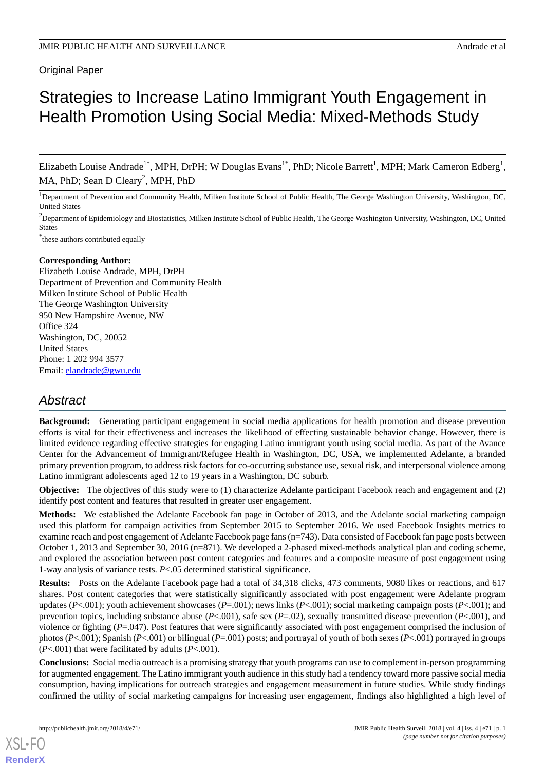Original Paper

# Strategies to Increase Latino Immigrant Youth Engagement in Health Promotion Using Social Media: Mixed-Methods Study

Elizabeth Louise Andrade[1*], MPH, DrPH; W Douglas Evans[1*], PhD; Nicole Barrett[1], MPH; Mark Cameron Edberg[1], MA, PhD; Sean D Cleary[2], MPH, PhD

[1]Department of Prevention and Community Health, Milken Institute School of Public Health, The George Washington University, Washington, DC, United States

[2]Department of Epidemiology and Biostatistics, Milken Institute School of Public Health, The George Washington University, Washington, DC, United States

*these authors contributed equally

**Corresponding Author:**
Elizabeth Louise Andrade, MPH, DrPH
Department of Prevention and Community Health
Milken Institute School of Public Health
The George Washington University
950 New Hampshire Avenue, NW
Office 324
Washington, DC, 20052
United States
Phone: 1 202 994 3577
Email: elandrade@gwu.edu

## Abstract

**Background:** Generating participant engagement in social media applications for health promotion and disease prevention efforts is vital for their effectiveness and increases the likelihood of effecting sustainable behavior change. However, there is limited evidence regarding effective strategies for engaging Latino immigrant youth using social media. As part of the Avance Center for the Advancement of Immigrant/Refugee Health in Washington, DC, USA, we implemented Adelante, a branded primary prevention program, to address risk factors for co-occurring substance use, sexual risk, and interpersonal violence among Latino immigrant adolescents aged 12 to 19 years in a Washington, DC suburb.

**Objective:** The objectives of this study were to (1) characterize Adelante participant Facebook reach and engagement and (2) identify post content and features that resulted in greater user engagement.

**Methods:** We established the Adelante Facebook fan page in October of 2013, and the Adelante social marketing campaign used this platform for campaign activities from September 2015 to September 2016. We used Facebook Insights metrics to examine reach and post engagement of Adelante Facebook page fans (n=743). Data consisted of Facebook fan page posts between October 1, 2013 and September 30, 2016 (n=871). We developed a 2-phased mixed-methods analytical plan and coding scheme, and explored the association between post content categories and features and a composite measure of post engagement using 1-way analysis of variance tests. *P*<.05 determined statistical significance.

**Results:** Posts on the Adelante Facebook page had a total of 34,318 clicks, 473 comments, 9080 likes or reactions, and 617 shares. Post content categories that were statistically significantly associated with post engagement were Adelante program updates (*P*<.001); youth achievement showcases (*P*=.001); news links (*P*<.001); social marketing campaign posts (*P*<.001); and prevention topics, including substance abuse (*P*<.001), safe sex (*P*=.02), sexually transmitted disease prevention (*P*<.001), and violence or fighting (*P*=.047). Post features that were significantly associated with post engagement comprised the inclusion of photos (*P*<.001); Spanish (*P*<.001) or bilingual (*P*=.001) posts; and portrayal of youth of both sexes (*P*<.001) portrayed in groups (*P*<.001) that were facilitated by adults (*P*<.001).

**Conclusions:** Social media outreach is a promising strategy that youth programs can use to complement in-person programming for augmented engagement. The Latino immigrant youth audience in this study had a tendency toward more passive social media consumption, having implications for outreach strategies and engagement measurement in future studies. While study findings confirmed the utility of social marketing campaigns for increasing user engagement, findings also highlighted a high level of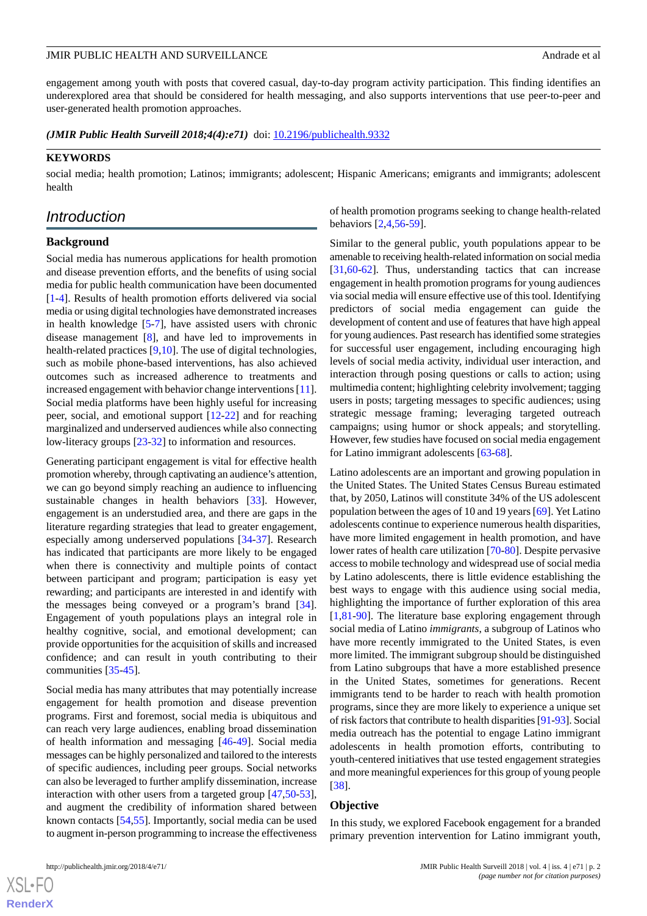engagement among youth with posts that covered casual, day-to-day program activity participation. This finding identifies an underexplored area that should be considered for health messaging, and also supports interventions that use peer-to-peer and user-generated health promotion approaches.

***(JMIR Public Health Surveill 2018;4(4):e71)*** doi: 10.2196/publichealth.9332

**KEYWORDS**

social media; health promotion; Latinos; immigrants; adolescent; Hispanic Americans; emigrants and immigrants; adolescent health

## Introduction

### Background

Social media has numerous applications for health promotion and disease prevention efforts, and the benefits of using social media for public health communication have been documented [1-4]. Results of health promotion efforts delivered via social media or using digital technologies have demonstrated increases in health knowledge [5-7], have assisted users with chronic disease management [8], and have led to improvements in health-related practices [9,10]. The use of digital technologies, such as mobile phone-based interventions, has achieved outcomes such as increased adherence to treatments and increased engagement with behavior change interventions [11]. Social media platforms have been highly useful for increasing peer, social, and emotional support [12-22] and for reaching marginalized and underserved audiences while also connecting low-literacy groups [23-32] to information and resources.

Generating participant engagement is vital for effective health promotion whereby, through captivating an audience's attention, we can go beyond simply reaching an audience to influencing sustainable changes in health behaviors [33]. However, engagement is an understudied area, and there are gaps in the literature regarding strategies that lead to greater engagement, especially among underserved populations [34-37]. Research has indicated that participants are more likely to be engaged when there is connectivity and multiple points of contact between participant and program; participation is easy yet rewarding; and participants are interested in and identify with the messages being conveyed or a program's brand [34]. Engagement of youth populations plays an integral role in healthy cognitive, social, and emotional development; can provide opportunities for the acquisition of skills and increased confidence; and can result in youth contributing to their communities [35-45].

Social media has many attributes that may potentially increase engagement for health promotion and disease prevention programs. First and foremost, social media is ubiquitous and can reach very large audiences, enabling broad dissemination of health information and messaging [46-49]. Social media messages can be highly personalized and tailored to the interests of specific audiences, including peer groups. Social networks can also be leveraged to further amplify dissemination, increase interaction with other users from a targeted group [47,50-53], and augment the credibility of information shared between known contacts [54,55]. Importantly, social media can be used to augment in-person programming to increase the effectiveness of health promotion programs seeking to change health-related behaviors [2,4,56-59].

Similar to the general public, youth populations appear to be amenable to receiving health-related information on social media [31,60-62]. Thus, understanding tactics that can increase engagement in health promotion programs for young audiences via social media will ensure effective use of this tool. Identifying predictors of social media engagement can guide the development of content and use of features that have high appeal for young audiences. Past research has identified some strategies for successful user engagement, including encouraging high levels of social media activity, individual user interaction, and interaction through posing questions or calls to action; using multimedia content; highlighting celebrity involvement; tagging users in posts; targeting messages to specific audiences; using strategic message framing; leveraging targeted outreach campaigns; using humor or shock appeals; and storytelling. However, few studies have focused on social media engagement for Latino immigrant adolescents [63-68].

Latino adolescents are an important and growing population in the United States. The United States Census Bureau estimated that, by 2050, Latinos will constitute 34% of the US adolescent population between the ages of 10 and 19 years [69]. Yet Latino adolescents continue to experience numerous health disparities, have more limited engagement in health promotion, and have lower rates of health care utilization [70-80]. Despite pervasive access to mobile technology and widespread use of social media by Latino adolescents, there is little evidence establishing the best ways to engage with this audience using social media, highlighting the importance of further exploration of this area [1,81-90]. The literature base exploring engagement through social media of Latino *immigrants*, a subgroup of Latinos who have more recently immigrated to the United States, is even more limited. The immigrant subgroup should be distinguished from Latino subgroups that have a more established presence in the United States, sometimes for generations. Recent immigrants tend to be harder to reach with health promotion programs, since they are more likely to experience a unique set of risk factors that contribute to health disparities [91-93]. Social media outreach has the potential to engage Latino immigrant adolescents in health promotion efforts, contributing to youth-centered initiatives that use tested engagement strategies and more meaningful experiences for this group of young people [38].

### Objective

In this study, we explored Facebook engagement for a branded primary prevention intervention for Latino immigrant youth,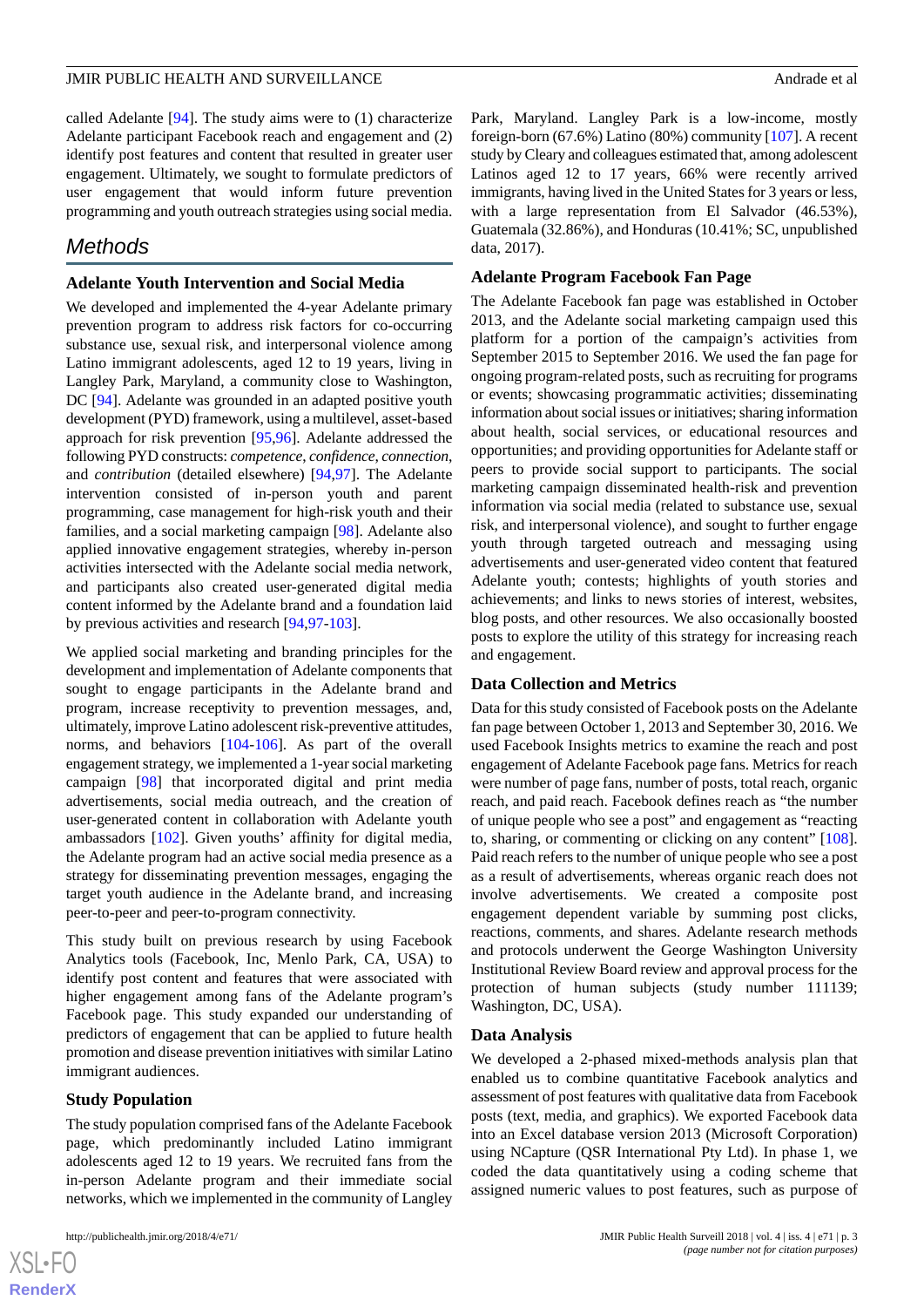called Adelante [94]. The study aims were to (1) characterize Adelante participant Facebook reach and engagement and (2) identify post features and content that resulted in greater user engagement. Ultimately, we sought to formulate predictors of user engagement that would inform future prevention programming and youth outreach strategies using social media.

## Methods

### Adelante Youth Intervention and Social Media

We developed and implemented the 4-year Adelante primary prevention program to address risk factors for co-occurring substance use, sexual risk, and interpersonal violence among Latino immigrant adolescents, aged 12 to 19 years, living in Langley Park, Maryland, a community close to Washington, DC [94]. Adelante was grounded in an adapted positive youth development (PYD) framework, using a multilevel, asset-based approach for risk prevention [95,96]. Adelante addressed the following PYD constructs: *competence*, *confidence*, *connection*, and *contribution* (detailed elsewhere) [94,97]. The Adelante intervention consisted of in-person youth and parent programming, case management for high-risk youth and their families, and a social marketing campaign [98]. Adelante also applied innovative engagement strategies, whereby in-person activities intersected with the Adelante social media network, and participants also created user-generated digital media content informed by the Adelante brand and a foundation laid by previous activities and research [94,97-103].

We applied social marketing and branding principles for the development and implementation of Adelante components that sought to engage participants in the Adelante brand and program, increase receptivity to prevention messages, and, ultimately, improve Latino adolescent risk-preventive attitudes, norms, and behaviors [104-106]. As part of the overall engagement strategy, we implemented a 1-year social marketing campaign [98] that incorporated digital and print media advertisements, social media outreach, and the creation of user-generated content in collaboration with Adelante youth ambassadors [102]. Given youths' affinity for digital media, the Adelante program had an active social media presence as a strategy for disseminating prevention messages, engaging the target youth audience in the Adelante brand, and increasing peer-to-peer and peer-to-program connectivity.

This study built on previous research by using Facebook Analytics tools (Facebook, Inc, Menlo Park, CA, USA) to identify post content and features that were associated with higher engagement among fans of the Adelante program's Facebook page. This study expanded our understanding of predictors of engagement that can be applied to future health promotion and disease prevention initiatives with similar Latino immigrant audiences.

### Study Population

The study population comprised fans of the Adelante Facebook page, which predominantly included Latino immigrant adolescents aged 12 to 19 years. We recruited fans from the in-person Adelante program and their immediate social networks, which we implemented in the community of Langley Park, Maryland. Langley Park is a low-income, mostly foreign-born (67.6%) Latino (80%) community [107]. A recent study by Cleary and colleagues estimated that, among adolescent Latinos aged 12 to 17 years, 66% were recently arrived immigrants, having lived in the United States for 3 years or less, with a large representation from El Salvador (46.53%), Guatemala (32.86%), and Honduras (10.41%; SC, unpublished data, 2017).

### Adelante Program Facebook Fan Page

The Adelante Facebook fan page was established in October 2013, and the Adelante social marketing campaign used this platform for a portion of the campaign's activities from September 2015 to September 2016. We used the fan page for ongoing program-related posts, such as recruiting for programs or events; showcasing programmatic activities; disseminating information about social issues or initiatives; sharing information about health, social services, or educational resources and opportunities; and providing opportunities for Adelante staff or peers to provide social support to participants. The social marketing campaign disseminated health-risk and prevention information via social media (related to substance use, sexual risk, and interpersonal violence), and sought to further engage youth through targeted outreach and messaging using advertisements and user-generated video content that featured Adelante youth; contests; highlights of youth stories and achievements; and links to news stories of interest, websites, blog posts, and other resources. We also occasionally boosted posts to explore the utility of this strategy for increasing reach and engagement.

### Data Collection and Metrics

Data for this study consisted of Facebook posts on the Adelante fan page between October 1, 2013 and September 30, 2016. We used Facebook Insights metrics to examine the reach and post engagement of Adelante Facebook page fans. Metrics for reach were number of page fans, number of posts, total reach, organic reach, and paid reach. Facebook defines reach as "the number of unique people who see a post" and engagement as "reacting to, sharing, or commenting or clicking on any content" [108]. Paid reach refers to the number of unique people who see a post as a result of advertisements, whereas organic reach does not involve advertisements. We created a composite post engagement dependent variable by summing post clicks, reactions, comments, and shares. Adelante research methods and protocols underwent the George Washington University Institutional Review Board review and approval process for the protection of human subjects (study number 111139; Washington, DC, USA).

### Data Analysis

We developed a 2-phased mixed-methods analysis plan that enabled us to combine quantitative Facebook analytics and assessment of post features with qualitative data from Facebook posts (text, media, and graphics). We exported Facebook data into an Excel database version 2013 (Microsoft Corporation) using NCapture (QSR International Pty Ltd). In phase 1, we coded the data quantitatively using a coding scheme that assigned numeric values to post features, such as purpose of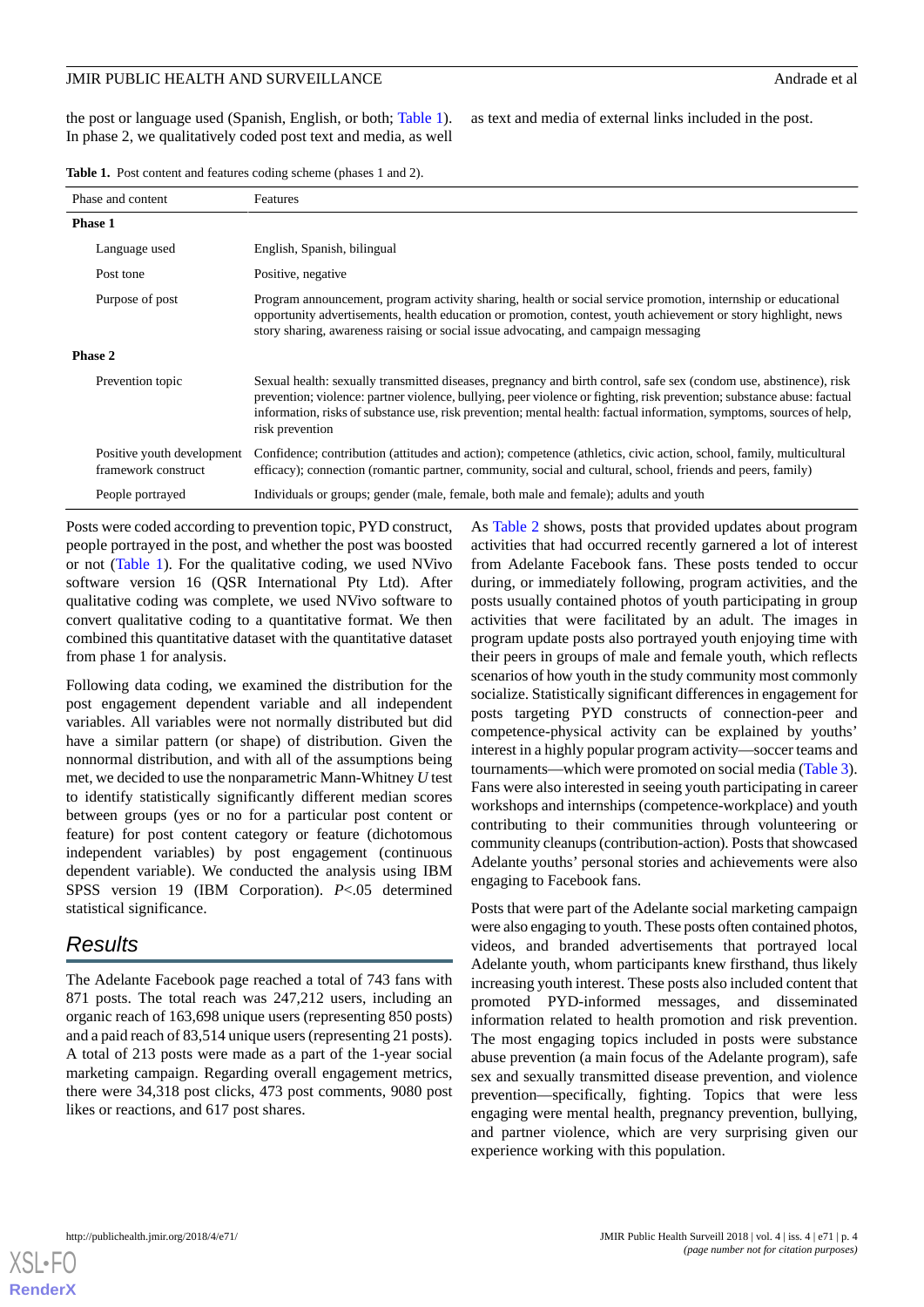the post or language used (Spanish, English, or both; Table 1). In phase 2, we qualitatively coded post text and media, as well as text and media of external links included in the post.

**Table 1.** Post content and features coding scheme (phases 1 and 2).

| Phase and content | Features |
|---|---|
| **Phase 1** | |
| Language used | English, Spanish, bilingual |
| Post tone | Positive, negative |
| Purpose of post | Program announcement, program activity sharing, health or social service promotion, internship or educational opportunity advertisements, health education or promotion, contest, youth achievement or story highlight, news story sharing, awareness raising or social issue advocating, and campaign messaging |
| **Phase 2** | |
| Prevention topic | Sexual health: sexually transmitted diseases, pregnancy and birth control, safe sex (condom use, abstinence), risk prevention; violence: partner violence, bullying, peer violence or fighting, risk prevention; substance abuse: factual information, risks of substance use, risk prevention; mental health: factual information, symptoms, sources of help, risk prevention |
| Positive youth development framework construct | Confidence; contribution (attitudes and action); competence (athletics, civic action, school, family, multicultural efficacy); connection (romantic partner, community, social and cultural, school, friends and peers, family) |
| People portrayed | Individuals or groups; gender (male, female, both male and female); adults and youth |

Posts were coded according to prevention topic, PYD construct, people portrayed in the post, and whether the post was boosted or not (Table 1). For the qualitative coding, we used NVivo software version 16 (QSR International Pty Ltd). After qualitative coding was complete, we used NVivo software to convert qualitative coding to a quantitative format. We then combined this quantitative dataset with the quantitative dataset from phase 1 for analysis.

Following data coding, we examined the distribution for the post engagement dependent variable and all independent variables. All variables were not normally distributed but did have a similar pattern (or shape) of distribution. Given the nonnormal distribution, and with all of the assumptions being met, we decided to use the nonparametric Mann-Whitney *U* test to identify statistically significantly different median scores between groups (yes or no for a particular post content or feature) for post content category or feature (dichotomous independent variables) by post engagement (continuous dependent variable). We conducted the analysis using IBM SPSS version 19 (IBM Corporation). $P<.05$ determined statistical significance.

## Results

The Adelante Facebook page reached a total of 743 fans with 871 posts. The total reach was 247,212 users, including an organic reach of 163,698 unique users (representing 850 posts) and a paid reach of 83,514 unique users (representing 21 posts). A total of 213 posts were made as a part of the 1-year social marketing campaign. Regarding overall engagement metrics, there were 34,318 post clicks, 473 post comments, 9080 post likes or reactions, and 617 post shares.

As Table 2 shows, posts that provided updates about program activities that had occurred recently garnered a lot of interest from Adelante Facebook fans. These posts tended to occur during, or immediately following, program activities, and the posts usually contained photos of youth participating in group activities that were facilitated by an adult. The images in program update posts also portrayed youth enjoying time with their peers in groups of male and female youth, which reflects scenarios of how youth in the study community most commonly socialize. Statistically significant differences in engagement for posts targeting PYD constructs of connection-peer and competence-physical activity can be explained by youths' interest in a highly popular program activity—soccer teams and tournaments—which were promoted on social media (Table 3). Fans were also interested in seeing youth participating in career workshops and internships (competence-workplace) and youth contributing to their communities through volunteering or community cleanups (contribution-action). Posts that showcased Adelante youths' personal stories and achievements were also engaging to Facebook fans.

Posts that were part of the Adelante social marketing campaign were also engaging to youth. These posts often contained photos, videos, and branded advertisements that portrayed local Adelante youth, whom participants knew firsthand, thus likely increasing youth interest. These posts also included content that promoted PYD-informed messages, and disseminated information related to health promotion and risk prevention. The most engaging topics included in posts were substance abuse prevention (a main focus of the Adelante program), safe sex and sexually transmitted disease prevention, and violence prevention—specifically, fighting. Topics that were less engaging were mental health, pregnancy prevention, bullying, and partner violence, which are very surprising given our experience working with this population.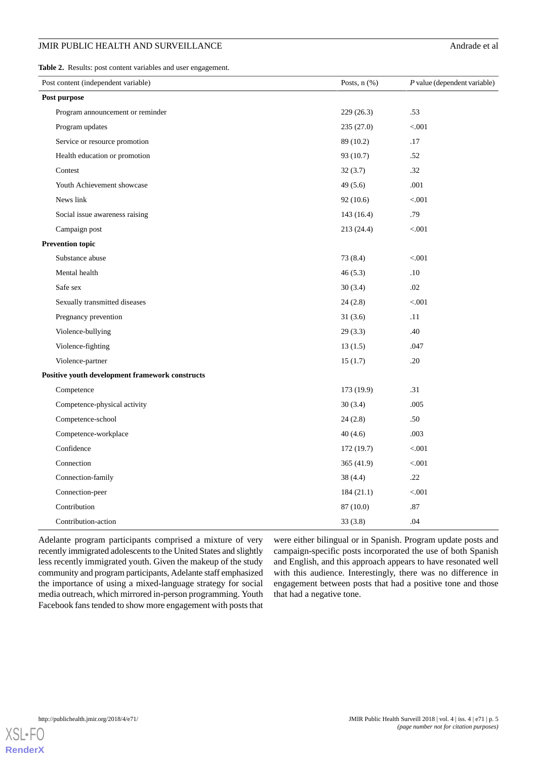**Table 2.** Results: post content variables and user engagement.

| Post content (independent variable) | Posts, n (%) | *P* value (dependent variable) |
|---|---|---|
| **Post purpose** | | |
| Program announcement or reminder | 229 (26.3) | .53 |
| Program updates | 235 (27.0) | <.001 |
| Service or resource promotion | 89 (10.2) | .17 |
| Health education or promotion | 93 (10.7) | .52 |
| Contest | 32 (3.7) | .32 |
| Youth Achievement showcase | 49 (5.6) | .001 |
| News link | 92 (10.6) | <.001 |
| Social issue awareness raising | 143 (16.4) | .79 |
| Campaign post | 213 (24.4) | <.001 |
| **Prevention topic** | | |
| Substance abuse | 73 (8.4) | <.001 |
| Mental health | 46 (5.3) | .10 |
| Safe sex | 30 (3.4) | .02 |
| Sexually transmitted diseases | 24 (2.8) | <.001 |
| Pregnancy prevention | 31 (3.6) | .11 |
| Violence-bullying | 29 (3.3) | .40 |
| Violence-fighting | 13 (1.5) | .047 |
| Violence-partner | 15 (1.7) | .20 |
| **Positive youth development framework constructs** | | |
| Competence | 173 (19.9) | .31 |
| Competence-physical activity | 30 (3.4) | .005 |
| Competence-school | 24 (2.8) | .50 |
| Competence-workplace | 40 (4.6) | .003 |
| Confidence | 172 (19.7) | <.001 |
| Connection | 365 (41.9) | <.001 |
| Connection-family | 38 (4.4) | .22 |
| Connection-peer | 184 (21.1) | <.001 |
| Contribution | 87 (10.0) | .87 |
| Contribution-action | 33 (3.8) | .04 |

Adelante program participants comprised a mixture of very recently immigrated adolescents to the United States and slightly less recently immigrated youth. Given the makeup of the study community and program participants, Adelante staff emphasized the importance of using a mixed-language strategy for social media outreach, which mirrored in-person programming. Youth Facebook fans tended to show more engagement with posts that were either bilingual or in Spanish. Program update posts and campaign-specific posts incorporated the use of both Spanish and English, and this approach appears to have resonated well with this audience. Interestingly, there was no difference in engagement between posts that had a positive tone and those that had a negative tone.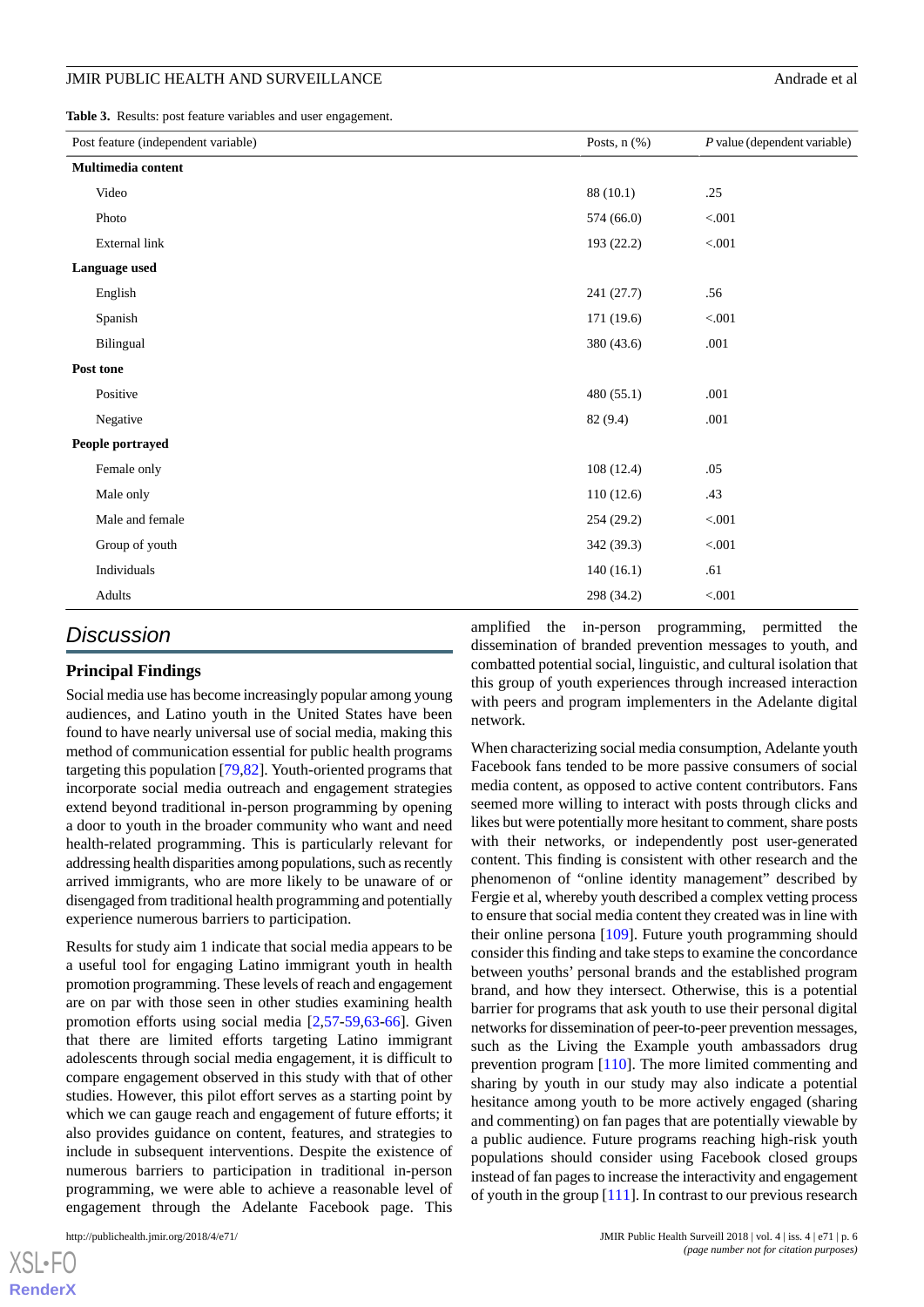**Table 3.** Results: post feature variables and user engagement.

| Post feature (independent variable) | Posts, n (%) | *P* value (dependent variable) |
|---|---|---|
| **Multimedia content** | | |
| Video | 88 (10.1) | .25 |
| Photo | 574 (66.0) | <.001 |
| External link | 193 (22.2) | <.001 |
| **Language used** | | |
| English | 241 (27.7) | .56 |
| Spanish | 171 (19.6) | <.001 |
| Bilingual | 380 (43.6) | .001 |
| **Post tone** | | |
| Positive | 480 (55.1) | .001 |
| Negative | 82 (9.4) | .001 |
| **People portrayed** | | |
| Female only | 108 (12.4) | .05 |
| Male only | 110 (12.6) | .43 |
| Male and female | 254 (29.2) | <.001 |
| Group of youth | 342 (39.3) | <.001 |
| Individuals | 140 (16.1) | .61 |
| Adults | 298 (34.2) | <.001 |

## Discussion

### Principal Findings

Social media use has become increasingly popular among young audiences, and Latino youth in the United States have been found to have nearly universal use of social media, making this method of communication essential for public health programs targeting this population [79,82]. Youth-oriented programs that incorporate social media outreach and engagement strategies extend beyond traditional in-person programming by opening a door to youth in the broader community who want and need health-related programming. This is particularly relevant for addressing health disparities among populations, such as recently arrived immigrants, who are more likely to be unaware of or disengaged from traditional health programming and potentially experience numerous barriers to participation.

Results for study aim 1 indicate that social media appears to be a useful tool for engaging Latino immigrant youth in health promotion programming. These levels of reach and engagement are on par with those seen in other studies examining health promotion efforts using social media [2,57-59,63-66]. Given that there are limited efforts targeting Latino immigrant adolescents through social media engagement, it is difficult to compare engagement observed in this study with that of other studies. However, this pilot effort serves as a starting point by which we can gauge reach and engagement of future efforts; it also provides guidance on content, features, and strategies to include in subsequent interventions. Despite the existence of numerous barriers to participation in traditional in-person programming, we were able to achieve a reasonable level of engagement through the Adelante Facebook page. This amplified the in-person programming, permitted the dissemination of branded prevention messages to youth, and combatted potential social, linguistic, and cultural isolation that this group of youth experiences through increased interaction with peers and program implementers in the Adelante digital network.

When characterizing social media consumption, Adelante youth Facebook fans tended to be more passive consumers of social media content, as opposed to active content contributors. Fans seemed more willing to interact with posts through clicks and likes but were potentially more hesitant to comment, share posts with their networks, or independently post user-generated content. This finding is consistent with other research and the phenomenon of "online identity management" described by Fergie et al, whereby youth described a complex vetting process to ensure that social media content they created was in line with their online persona [109]. Future youth programming should consider this finding and take steps to examine the concordance between youths' personal brands and the established program brand, and how they intersect. Otherwise, this is a potential barrier for programs that ask youth to use their personal digital networks for dissemination of peer-to-peer prevention messages, such as the Living the Example youth ambassadors drug prevention program [110]. The more limited commenting and sharing by youth in our study may also indicate a potential hesitance among youth to be more actively engaged (sharing and commenting) on fan pages that are potentially viewable by a public audience. Future programs reaching high-risk youth populations should consider using Facebook closed groups instead of fan pages to increase the interactivity and engagement of youth in the group [111]. In contrast to our previous research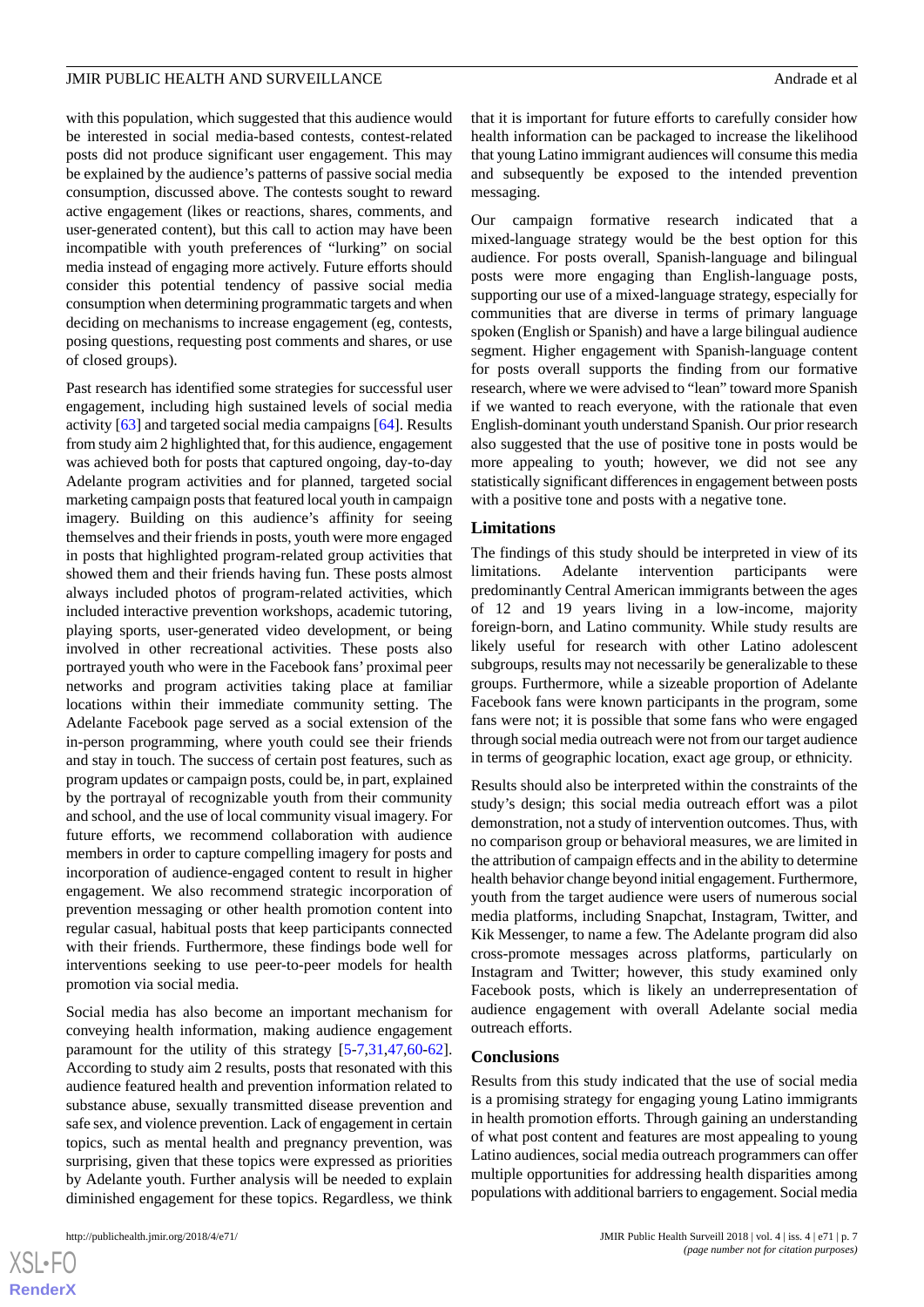with this population, which suggested that this audience would be interested in social media-based contests, contest-related posts did not produce significant user engagement. This may be explained by the audience's patterns of passive social media consumption, discussed above. The contests sought to reward active engagement (likes or reactions, shares, comments, and user-generated content), but this call to action may have been incompatible with youth preferences of "lurking" on social media instead of engaging more actively. Future efforts should consider this potential tendency of passive social media consumption when determining programmatic targets and when deciding on mechanisms to increase engagement (eg, contests, posing questions, requesting post comments and shares, or use of closed groups).

Past research has identified some strategies for successful user engagement, including high sustained levels of social media activity [63] and targeted social media campaigns [64]. Results from study aim 2 highlighted that, for this audience, engagement was achieved both for posts that captured ongoing, day-to-day Adelante program activities and for planned, targeted social marketing campaign posts that featured local youth in campaign imagery. Building on this audience's affinity for seeing themselves and their friends in posts, youth were more engaged in posts that highlighted program-related group activities that showed them and their friends having fun. These posts almost always included photos of program-related activities, which included interactive prevention workshops, academic tutoring, playing sports, user-generated video development, or being involved in other recreational activities. These posts also portrayed youth who were in the Facebook fans' proximal peer networks and program activities taking place at familiar locations within their immediate community setting. The Adelante Facebook page served as a social extension of the in-person programming, where youth could see their friends and stay in touch. The success of certain post features, such as program updates or campaign posts, could be, in part, explained by the portrayal of recognizable youth from their community and school, and the use of local community visual imagery. For future efforts, we recommend collaboration with audience members in order to capture compelling imagery for posts and incorporation of audience-engaged content to result in higher engagement. We also recommend strategic incorporation of prevention messaging or other health promotion content into regular casual, habitual posts that keep participants connected with their friends. Furthermore, these findings bode well for interventions seeking to use peer-to-peer models for health promotion via social media.

Social media has also become an important mechanism for conveying health information, making audience engagement paramount for the utility of this strategy [5-7,31,47,60-62]. According to study aim 2 results, posts that resonated with this audience featured health and prevention information related to substance abuse, sexually transmitted disease prevention and safe sex, and violence prevention. Lack of engagement in certain topics, such as mental health and pregnancy prevention, was surprising, given that these topics were expressed as priorities by Adelante youth. Further analysis will be needed to explain diminished engagement for these topics. Regardless, we think that it is important for future efforts to carefully consider how health information can be packaged to increase the likelihood that young Latino immigrant audiences will consume this media and subsequently be exposed to the intended prevention messaging.

Our campaign formative research indicated that a mixed-language strategy would be the best option for this audience. For posts overall, Spanish-language and bilingual posts were more engaging than English-language posts, supporting our use of a mixed-language strategy, especially for communities that are diverse in terms of primary language spoken (English or Spanish) and have a large bilingual audience segment. Higher engagement with Spanish-language content for posts overall supports the finding from our formative research, where we were advised to "lean" toward more Spanish if we wanted to reach everyone, with the rationale that even English-dominant youth understand Spanish. Our prior research also suggested that the use of positive tone in posts would be more appealing to youth; however, we did not see any statistically significant differences in engagement between posts with a positive tone and posts with a negative tone.

### Limitations

The findings of this study should be interpreted in view of its limitations. Adelante intervention participants were predominantly Central American immigrants between the ages of 12 and 19 years living in a low-income, majority foreign-born, and Latino community. While study results are likely useful for research with other Latino adolescent subgroups, results may not necessarily be generalizable to these groups. Furthermore, while a sizeable proportion of Adelante Facebook fans were known participants in the program, some fans were not; it is possible that some fans who were engaged through social media outreach were not from our target audience in terms of geographic location, exact age group, or ethnicity.

Results should also be interpreted within the constraints of the study's design; this social media outreach effort was a pilot demonstration, not a study of intervention outcomes. Thus, with no comparison group or behavioral measures, we are limited in the attribution of campaign effects and in the ability to determine health behavior change beyond initial engagement. Furthermore, youth from the target audience were users of numerous social media platforms, including Snapchat, Instagram, Twitter, and Kik Messenger, to name a few. The Adelante program did also cross-promote messages across platforms, particularly on Instagram and Twitter; however, this study examined only Facebook posts, which is likely an underrepresentation of audience engagement with overall Adelante social media outreach efforts.

### Conclusions

Results from this study indicated that the use of social media is a promising strategy for engaging young Latino immigrants in health promotion efforts. Through gaining an understanding of what post content and features are most appealing to young Latino audiences, social media outreach programmers can offer multiple opportunities for addressing health disparities among populations with additional barriers to engagement. Social media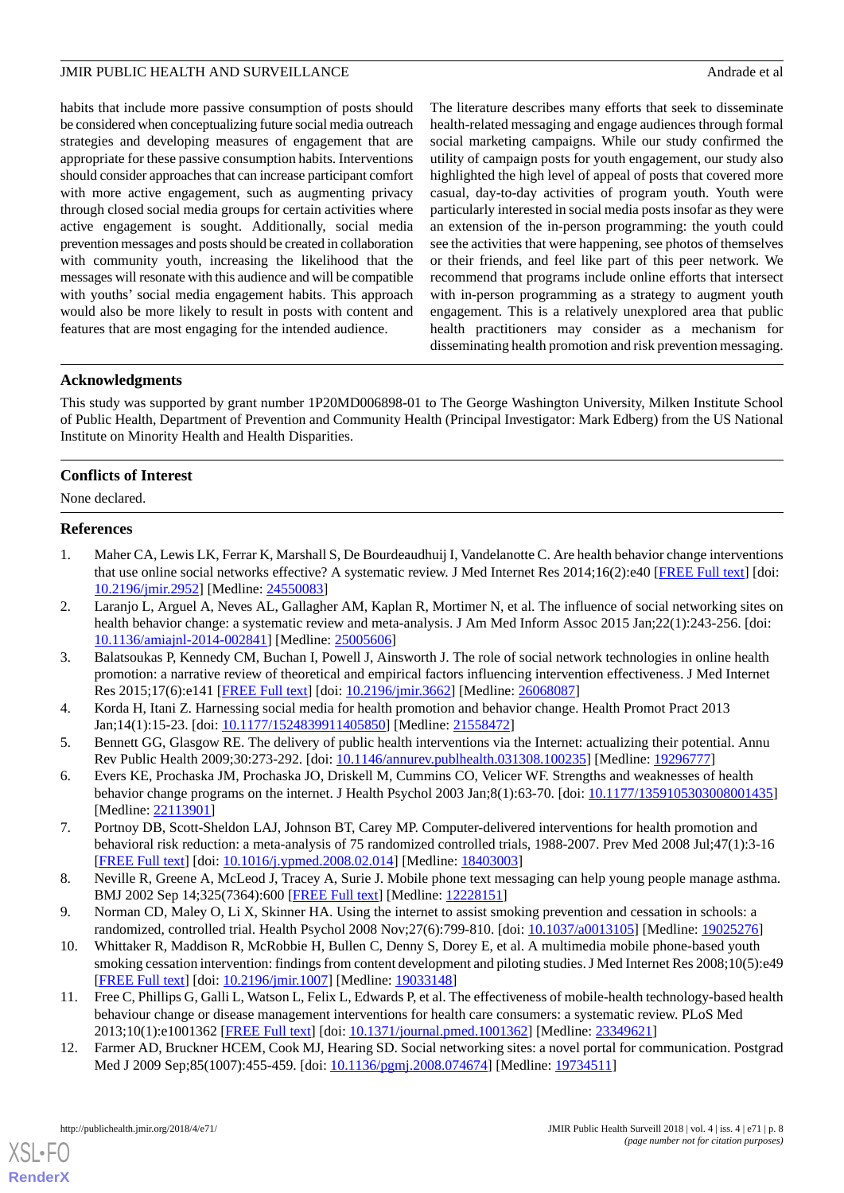habits that include more passive consumption of posts should be considered when conceptualizing future social media outreach strategies and developing measures of engagement that are appropriate for these passive consumption habits. Interventions should consider approaches that can increase participant comfort with more active engagement, such as augmenting privacy through closed social media groups for certain activities where active engagement is sought. Additionally, social media prevention messages and posts should be created in collaboration with community youth, increasing the likelihood that the messages will resonate with this audience and will be compatible with youths' social media engagement habits. This approach would also be more likely to result in posts with content and features that are most engaging for the intended audience.

The literature describes many efforts that seek to disseminate health-related messaging and engage audiences through formal social marketing campaigns. While our study confirmed the utility of campaign posts for youth engagement, our study also highlighted the high level of appeal of posts that covered more casual, day-to-day activities of program youth. Youth were particularly interested in social media posts insofar as they were an extension of the in-person programming: the youth could see the activities that were happening, see photos of themselves or their friends, and feel like part of this peer network. We recommend that programs include online efforts that intersect with in-person programming as a strategy to augment youth engagement. This is a relatively unexplored area that public health practitioners may consider as a mechanism for disseminating health promotion and risk prevention messaging.

## Acknowledgments

This study was supported by grant number 1P20MD006898-01 to The George Washington University, Milken Institute School of Public Health, Department of Prevention and Community Health (Principal Investigator: Mark Edberg) from the US National Institute on Minority Health and Health Disparities.

## Conflicts of Interest

None declared.

## References

1. Maher CA, Lewis LK, Ferrar K, Marshall S, De Bourdeaudhuij I, Vandelanotte C. Are health behavior change interventions that use online social networks effective? A systematic review. J Med Internet Res 2014;16(2):e40 [FREE Full text] [doi: 10.2196/jmir.2952] [Medline: 24550083]
2. Laranjo L, Arguel A, Neves AL, Gallagher AM, Kaplan R, Mortimer N, et al. The influence of social networking sites on health behavior change: a systematic review and meta-analysis. J Am Med Inform Assoc 2015 Jan;22(1):243-256. [doi: 10.1136/amiajnl-2014-002841] [Medline: 25005606]
3. Balatsoukas P, Kennedy CM, Buchan I, Powell J, Ainsworth J. The role of social network technologies in online health promotion: a narrative review of theoretical and empirical factors influencing intervention effectiveness. J Med Internet Res 2015;17(6):e141 [FREE Full text] [doi: 10.2196/jmir.3662] [Medline: 26068087]
4. Korda H, Itani Z. Harnessing social media for health promotion and behavior change. Health Promot Pract 2013 Jan;14(1):15-23. [doi: 10.1177/1524839911405850] [Medline: 21558472]
5. Bennett GG, Glasgow RE. The delivery of public health interventions via the Internet: actualizing their potential. Annu Rev Public Health 2009;30:273-292. [doi: 10.1146/annurev.publhealth.031308.100235] [Medline: 19296777]
6. Evers KE, Prochaska JM, Prochaska JO, Driskell M, Cummins CO, Velicer WF. Strengths and weaknesses of health behavior change programs on the internet. J Health Psychol 2003 Jan;8(1):63-70. [doi: 10.1177/1359105303008001435] [Medline: 22113901]
7. Portnoy DB, Scott-Sheldon LAJ, Johnson BT, Carey MP. Computer-delivered interventions for health promotion and behavioral risk reduction: a meta-analysis of 75 randomized controlled trials, 1988-2007. Prev Med 2008 Jul;47(1):3-16 [FREE Full text] [doi: 10.1016/j.ypmed.2008.02.014] [Medline: 18403003]
8. Neville R, Greene A, McLeod J, Tracey A, Surie J. Mobile phone text messaging can help young people manage asthma. BMJ 2002 Sep 14;325(7364):600 [FREE Full text] [Medline: 12228151]
9. Norman CD, Maley O, Li X, Skinner HA. Using the internet to assist smoking prevention and cessation in schools: a randomized, controlled trial. Health Psychol 2008 Nov;27(6):799-810. [doi: 10.1037/a0013105] [Medline: 19025276]
10. Whittaker R, Maddison R, McRobbie H, Bullen C, Denny S, Dorey E, et al. A multimedia mobile phone-based youth smoking cessation intervention: findings from content development and piloting studies. J Med Internet Res 2008;10(5):e49 [FREE Full text] [doi: 10.2196/jmir.1007] [Medline: 19033148]
11. Free C, Phillips G, Galli L, Watson L, Felix L, Edwards P, et al. The effectiveness of mobile-health technology-based health behaviour change or disease management interventions for health care consumers: a systematic review. PLoS Med 2013;10(1):e1001362 [FREE Full text] [doi: 10.1371/journal.pmed.1001362] [Medline: 23349621]
12. Farmer AD, Bruckner HCEM, Cook MJ, Hearing SD. Social networking sites: a novel portal for communication. Postgrad Med J 2009 Sep;85(1007):455-459. [doi: 10.1136/pgmj.2008.074674] [Medline: 19734511]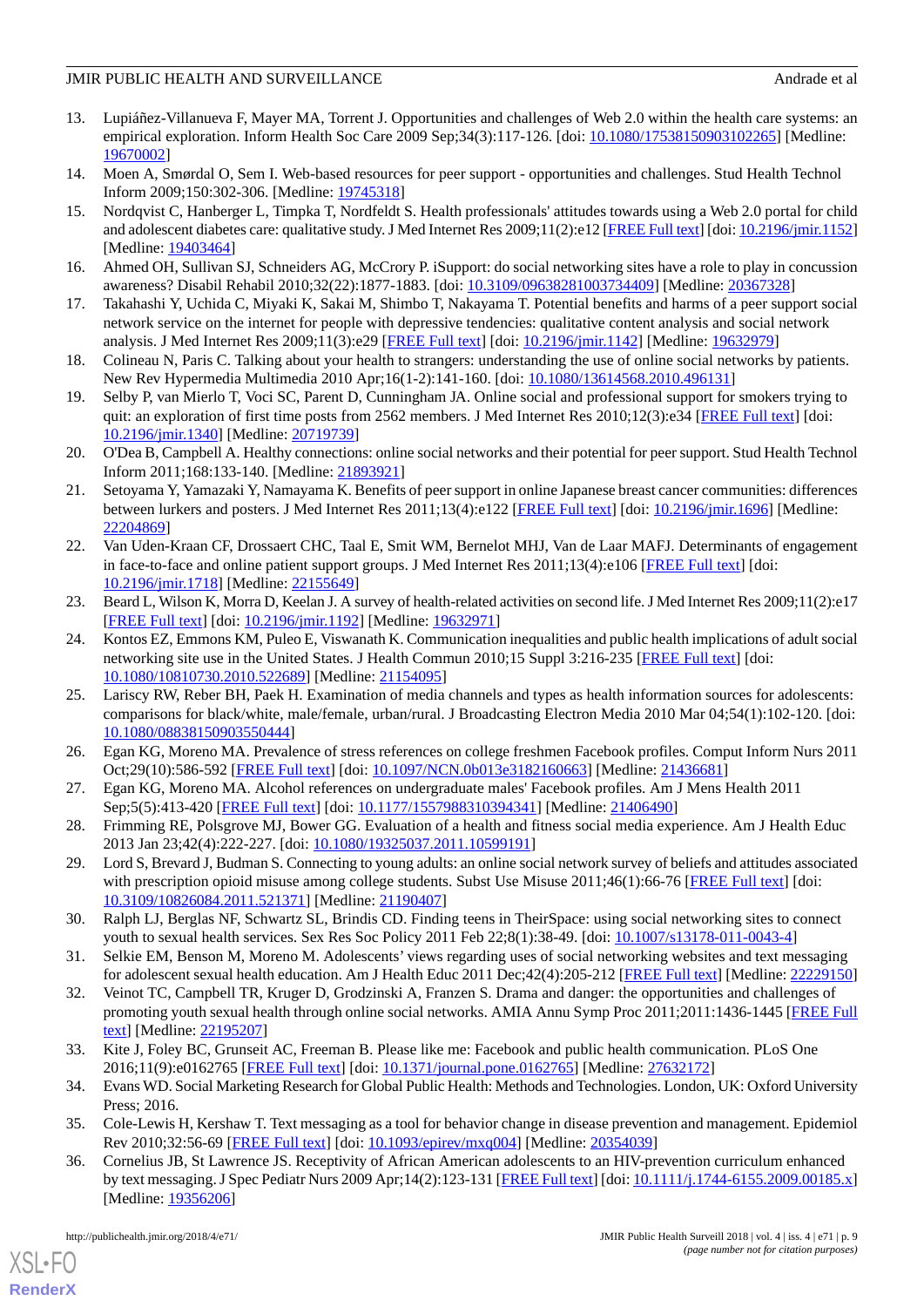13. Lupiáñez-Villanueva F, Mayer MA, Torrent J. Opportunities and challenges of Web 2.0 within the health care systems: an empirical exploration. Inform Health Soc Care 2009 Sep;34(3):117-126. [doi: 10.1080/17538150903102265] [Medline: 19670002]
14. Moen A, Smørdal O, Sem I. Web-based resources for peer support - opportunities and challenges. Stud Health Technol Inform 2009;150:302-306. [Medline: 19745318]
15. Nordqvist C, Hanberger L, Timpka T, Nordfeldt S. Health professionals' attitudes towards using a Web 2.0 portal for child and adolescent diabetes care: qualitative study. J Med Internet Res 2009;11(2):e12 [FREE Full text] [doi: 10.2196/jmir.1152] [Medline: 19403464]
16. Ahmed OH, Sullivan SJ, Schneiders AG, McCrory P. iSupport: do social networking sites have a role to play in concussion awareness? Disabil Rehabil 2010;32(22):1877-1883. [doi: 10.3109/09638281003734409] [Medline: 20367328]
17. Takahashi Y, Uchida C, Miyaki K, Sakai M, Shimbo T, Nakayama T. Potential benefits and harms of a peer support social network service on the internet for people with depressive tendencies: qualitative content analysis and social network analysis. J Med Internet Res 2009;11(3):e29 [FREE Full text] [doi: 10.2196/jmir.1142] [Medline: 19632979]
18. Colineau N, Paris C. Talking about your health to strangers: understanding the use of online social networks by patients. New Rev Hypermedia Multimedia 2010 Apr;16(1-2):141-160. [doi: 10.1080/13614568.2010.496131]
19. Selby P, van Mierlo T, Voci SC, Parent D, Cunningham JA. Online social and professional support for smokers trying to quit: an exploration of first time posts from 2562 members. J Med Internet Res 2010;12(3):e34 [FREE Full text] [doi: 10.2196/jmir.1340] [Medline: 20719739]
20. O'Dea B, Campbell A. Healthy connections: online social networks and their potential for peer support. Stud Health Technol Inform 2011;168:133-140. [Medline: 21893921]
21. Setoyama Y, Yamazaki Y, Namayama K. Benefits of peer support in online Japanese breast cancer communities: differences between lurkers and posters. J Med Internet Res 2011;13(4):e122 [FREE Full text] [doi: 10.2196/jmir.1696] [Medline: 22204869]
22. Van Uden-Kraan CF, Drossaert CHC, Taal E, Smit WM, Bernelot MHJ, Van de Laar MAFJ. Determinants of engagement in face-to-face and online patient support groups. J Med Internet Res 2011;13(4):e106 [FREE Full text] [doi: 10.2196/jmir.1718] [Medline: 22155649]
23. Beard L, Wilson K, Morra D, Keelan J. A survey of health-related activities on second life. J Med Internet Res 2009;11(2):e17 [FREE Full text] [doi: 10.2196/jmir.1192] [Medline: 19632971]
24. Kontos EZ, Emmons KM, Puleo E, Viswanath K. Communication inequalities and public health implications of adult social networking site use in the United States. J Health Commun 2010;15 Suppl 3:216-235 [FREE Full text] [doi: 10.1080/10810730.2010.522689] [Medline: 21154095]
25. Lariscy RW, Reber BH, Paek H. Examination of media channels and types as health information sources for adolescents: comparisons for black/white, male/female, urban/rural. J Broadcasting Electron Media 2010 Mar 04;54(1):102-120. [doi: 10.1080/08838150903550444]
26. Egan KG, Moreno MA. Prevalence of stress references on college freshmen Facebook profiles. Comput Inform Nurs 2011 Oct;29(10):586-592 [FREE Full text] [doi: 10.1097/NCN.0b013e3182160663] [Medline: 21436681]
27. Egan KG, Moreno MA. Alcohol references on undergraduate males' Facebook profiles. Am J Mens Health 2011 Sep;5(5):413-420 [FREE Full text] [doi: 10.1177/1557988310394341] [Medline: 21406490]
28. Frimming RE, Polsgrove MJ, Bower GG. Evaluation of a health and fitness social media experience. Am J Health Educ 2013 Jan 23;42(4):222-227. [doi: 10.1080/19325037.2011.10599191]
29. Lord S, Brevard J, Budman S. Connecting to young adults: an online social network survey of beliefs and attitudes associated with prescription opioid misuse among college students. Subst Use Misuse 2011;46(1):66-76 [FREE Full text] [doi: 10.3109/10826084.2011.521371] [Medline: 21190407]
30. Ralph LJ, Berglas NF, Schwartz SL, Brindis CD. Finding teens in TheirSpace: using social networking sites to connect youth to sexual health services. Sex Res Soc Policy 2011 Feb 22;8(1):38-49. [doi: 10.1007/s13178-011-0043-4]
31. Selkie EM, Benson M, Moreno M. Adolescents' views regarding uses of social networking websites and text messaging for adolescent sexual health education. Am J Health Educ 2011 Dec;42(4):205-212 [FREE Full text] [Medline: 22229150]
32. Veinot TC, Campbell TR, Kruger D, Grodzinski A, Franzen S. Drama and danger: the opportunities and challenges of promoting youth sexual health through online social networks. AMIA Annu Symp Proc 2011;2011:1436-1445 [FREE Full text] [Medline: 22195207]
33. Kite J, Foley BC, Grunseit AC, Freeman B. Please like me: Facebook and public health communication. PLoS One 2016;11(9):e0162765 [FREE Full text] [doi: 10.1371/journal.pone.0162765] [Medline: 27632172]
34. Evans WD. Social Marketing Research for Global Public Health: Methods and Technologies. London, UK: Oxford University Press; 2016.
35. Cole-Lewis H, Kershaw T. Text messaging as a tool for behavior change in disease prevention and management. Epidemiol Rev 2010;32:56-69 [FREE Full text] [doi: 10.1093/epirev/mxq004] [Medline: 20354039]
36. Cornelius JB, St Lawrence JS. Receptivity of African American adolescents to an HIV-prevention curriculum enhanced by text messaging. J Spec Pediatr Nurs 2009 Apr;14(2):123-131 [FREE Full text] [doi: 10.1111/j.1744-6155.2009.00185.x] [Medline: 19356206]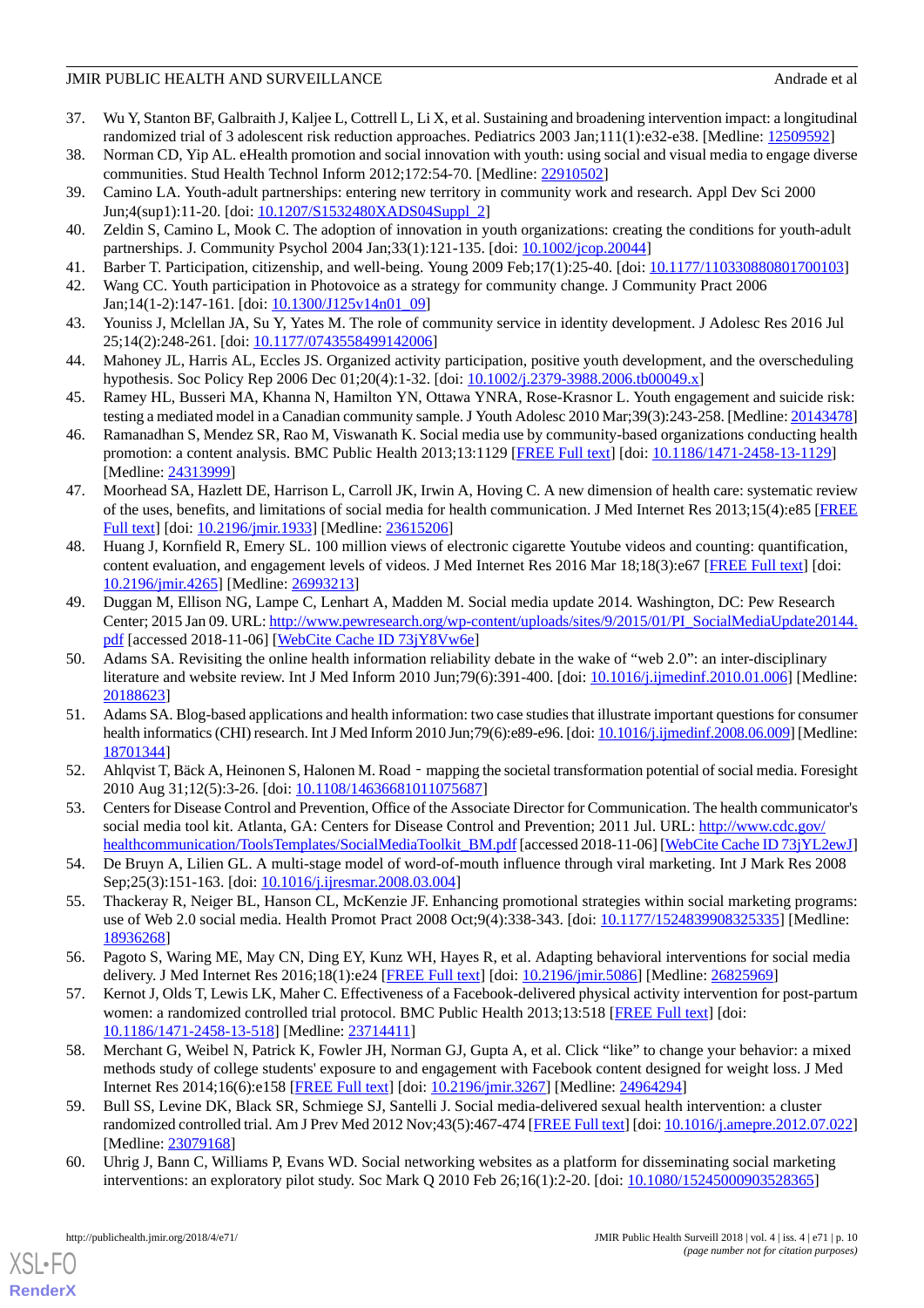37. Wu Y, Stanton BF, Galbraith J, Kaljee L, Cottrell L, Li X, et al. Sustaining and broadening intervention impact: a longitudinal randomized trial of 3 adolescent risk reduction approaches. Pediatrics 2003 Jan;111(1):e32-e38. [Medline: 12509592]
38. Norman CD, Yip AL. eHealth promotion and social innovation with youth: using social and visual media to engage diverse communities. Stud Health Technol Inform 2012;172:54-70. [Medline: 22910502]
39. Camino LA. Youth-adult partnerships: entering new territory in community work and research. Appl Dev Sci 2000 Jun;4(sup1):11-20. [doi: 10.1207/S1532480XADS04Suppl_2]
40. Zeldin S, Camino L, Mook C. The adoption of innovation in youth organizations: creating the conditions for youth-adult partnerships. J. Community Psychol 2004 Jan;33(1):121-135. [doi: 10.1002/jcop.20044]
41. Barber T. Participation, citizenship, and well-being. Young 2009 Feb;17(1):25-40. [doi: 10.1177/110330880801700103]
42. Wang CC. Youth participation in Photovoice as a strategy for community change. J Community Pract 2006 Jan;14(1-2):147-161. [doi: 10.1300/J125v14n01_09]
43. Youniss J, Mclellan JA, Su Y, Yates M. The role of community service in identity development. J Adolesc Res 2016 Jul 25;14(2):248-261. [doi: 10.1177/0743558499142006]
44. Mahoney JL, Harris AL, Eccles JS. Organized activity participation, positive youth development, and the overscheduling hypothesis. Soc Policy Rep 2006 Dec 01;20(4):1-32. [doi: 10.1002/j.2379-3988.2006.tb00049.x]
45. Ramey HL, Busseri MA, Khanna N, Hamilton YN, Ottawa YNRA, Rose-Krasnor L. Youth engagement and suicide risk: testing a mediated model in a Canadian community sample. J Youth Adolesc 2010 Mar;39(3):243-258. [Medline: 20143478]
46. Ramanadhan S, Mendez SR, Rao M, Viswanath K. Social media use by community-based organizations conducting health promotion: a content analysis. BMC Public Health 2013;13:1129 [FREE Full text] [doi: 10.1186/1471-2458-13-1129] [Medline: 24313999]
47. Moorhead SA, Hazlett DE, Harrison L, Carroll JK, Irwin A, Hoving C. A new dimension of health care: systematic review of the uses, benefits, and limitations of social media for health communication. J Med Internet Res 2013;15(4):e85 [FREE Full text] [doi: 10.2196/jmir.1933] [Medline: 23615206]
48. Huang J, Kornfield R, Emery SL. 100 million views of electronic cigarette Youtube videos and counting: quantification, content evaluation, and engagement levels of videos. J Med Internet Res 2016 Mar 18;18(3):e67 [FREE Full text] [doi: 10.2196/jmir.4265] [Medline: 26993213]
49. Duggan M, Ellison NG, Lampe C, Lenhart A, Madden M. Social media update 2014. Washington, DC: Pew Research Center; 2015 Jan 09. URL: http://www.pewresearch.org/wp-content/uploads/sites/9/2015/01/PI_SocialMediaUpdate20144.pdf [accessed 2018-11-06] [WebCite Cache ID 73jY8Vw6e]
50. Adams SA. Revisiting the online health information reliability debate in the wake of "web 2.0": an inter-disciplinary literature and website review. Int J Med Inform 2010 Jun;79(6):391-400. [doi: 10.1016/j.ijmedinf.2010.01.006] [Medline: 20188623]
51. Adams SA. Blog-based applications and health information: two case studies that illustrate important questions for consumer health informatics (CHI) research. Int J Med Inform 2010 Jun;79(6):e89-e96. [doi: 10.1016/j.ijmedinf.2008.06.009] [Medline: 18701344]
52. Ahlqvist T, Bäck A, Heinonen S, Halonen M. Road ‐ mapping the societal transformation potential of social media. Foresight 2010 Aug 31;12(5):3-26. [doi: 10.1108/14636681011075687]
53. Centers for Disease Control and Prevention, Office of the Associate Director for Communication. The health communicator's social media tool kit. Atlanta, GA: Centers for Disease Control and Prevention; 2011 Jul. URL: http://www.cdc.gov/healthcommunication/ToolsTemplates/SocialMediaToolkit_BM.pdf [accessed 2018-11-06] [WebCite Cache ID 73jYL2ewJ]
54. De Bruyn A, Lilien GL. A multi-stage model of word-of-mouth influence through viral marketing. Int J Mark Res 2008 Sep;25(3):151-163. [doi: 10.1016/j.ijresmar.2008.03.004]
55. Thackeray R, Neiger BL, Hanson CL, McKenzie JF. Enhancing promotional strategies within social marketing programs: use of Web 2.0 social media. Health Promot Pract 2008 Oct;9(4):338-343. [doi: 10.1177/1524839908325335] [Medline: 18936268]
56. Pagoto S, Waring ME, May CN, Ding EY, Kunz WH, Hayes R, et al. Adapting behavioral interventions for social media delivery. J Med Internet Res 2016;18(1):e24 [FREE Full text] [doi: 10.2196/jmir.5086] [Medline: 26825969]
57. Kernot J, Olds T, Lewis LK, Maher C. Effectiveness of a Facebook-delivered physical activity intervention for post-partum women: a randomized controlled trial protocol. BMC Public Health 2013;13:518 [FREE Full text] [doi: 10.1186/1471-2458-13-518] [Medline: 23714411]
58. Merchant G, Weibel N, Patrick K, Fowler JH, Norman GJ, Gupta A, et al. Click "like" to change your behavior: a mixed methods study of college students' exposure to and engagement with Facebook content designed for weight loss. J Med Internet Res 2014;16(6):e158 [FREE Full text] [doi: 10.2196/jmir.3267] [Medline: 24964294]
59. Bull SS, Levine DK, Black SR, Schmiege SJ, Santelli J. Social media-delivered sexual health intervention: a cluster randomized controlled trial. Am J Prev Med 2012 Nov;43(5):467-474 [FREE Full text] [doi: 10.1016/j.amepre.2012.07.022] [Medline: 23079168]
60. Uhrig J, Bann C, Williams P, Evans WD. Social networking websites as a platform for disseminating social marketing interventions: an exploratory pilot study. Soc Mark Q 2010 Feb 26;16(1):2-20. [doi: 10.1080/15245000903528365]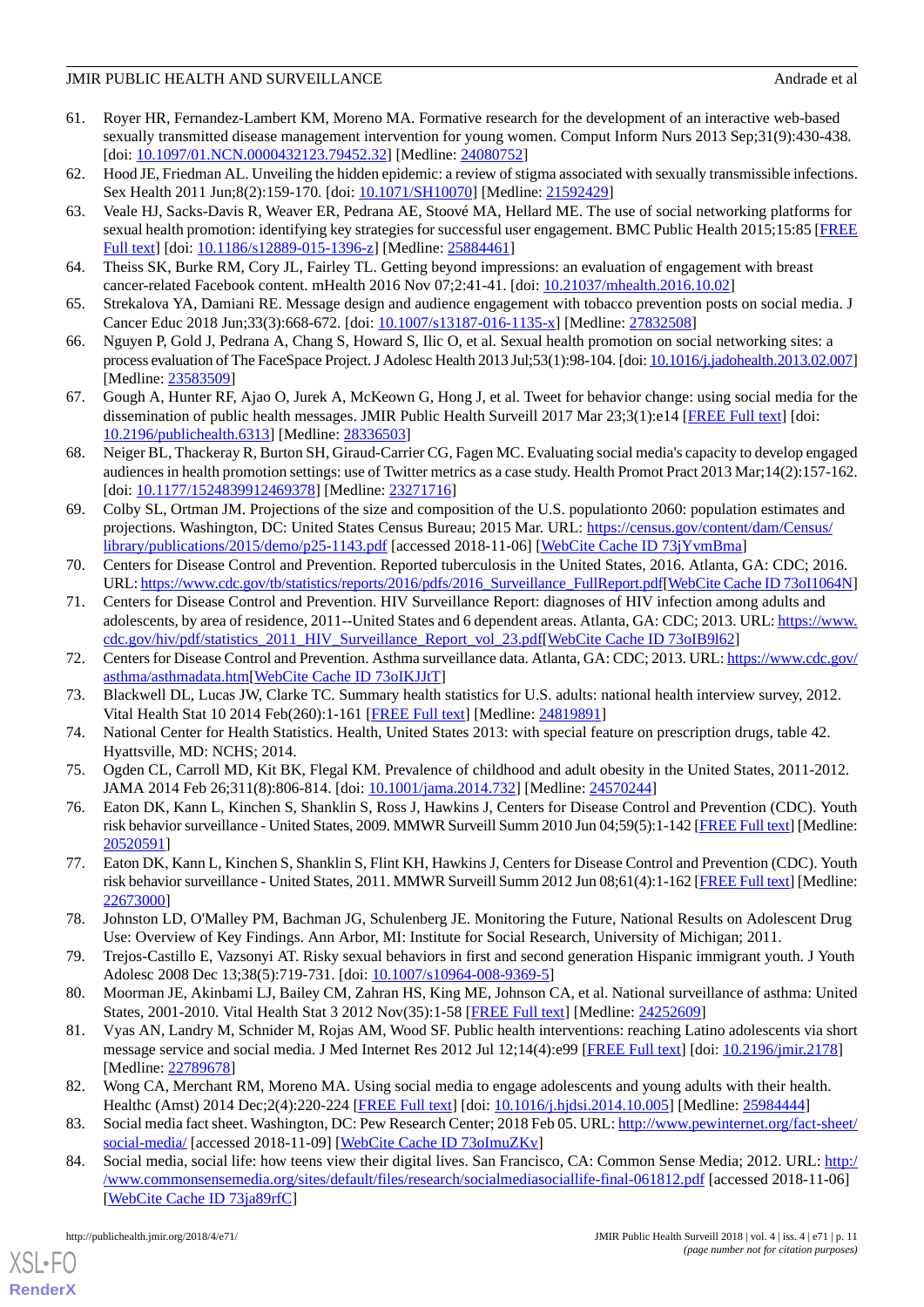61. Royer HR, Fernandez-Lambert KM, Moreno MA. Formative research for the development of an interactive web-based sexually transmitted disease management intervention for young women. Comput Inform Nurs 2013 Sep;31(9):430-438. [doi: 10.1097/01.NCN.0000432123.79452.32] [Medline: 24080752]
62. Hood JE, Friedman AL. Unveiling the hidden epidemic: a review of stigma associated with sexually transmissible infections. Sex Health 2011 Jun;8(2):159-170. [doi: 10.1071/SH10070] [Medline: 21592429]
63. Veale HJ, Sacks-Davis R, Weaver ER, Pedrana AE, Stoové MA, Hellard ME. The use of social networking platforms for sexual health promotion: identifying key strategies for successful user engagement. BMC Public Health 2015;15:85 [FREE Full text] [doi: 10.1186/s12889-015-1396-z] [Medline: 25884461]
64. Theiss SK, Burke RM, Cory JL, Fairley TL. Getting beyond impressions: an evaluation of engagement with breast cancer-related Facebook content. mHealth 2016 Nov 07;2:41-41. [doi: 10.21037/mhealth.2016.10.02]
65. Strekalova YA, Damiani RE. Message design and audience engagement with tobacco prevention posts on social media. J Cancer Educ 2018 Jun;33(3):668-672. [doi: 10.1007/s13187-016-1135-x] [Medline: 27832508]
66. Nguyen P, Gold J, Pedrana A, Chang S, Howard S, Ilic O, et al. Sexual health promotion on social networking sites: a process evaluation of The FaceSpace Project. J Adolesc Health 2013 Jul;53(1):98-104. [doi: 10.1016/j.jadohealth.2013.02.007] [Medline: 23583509]
67. Gough A, Hunter RF, Ajao O, Jurek A, McKeown G, Hong J, et al. Tweet for behavior change: using social media for the dissemination of public health messages. JMIR Public Health Surveill 2017 Mar 23;3(1):e14 [FREE Full text] [doi: 10.2196/publichealth.6313] [Medline: 28336503]
68. Neiger BL, Thackeray R, Burton SH, Giraud-Carrier CG, Fagen MC. Evaluating social media's capacity to develop engaged audiences in health promotion settings: use of Twitter metrics as a case study. Health Promot Pract 2013 Mar;14(2):157-162. [doi: 10.1177/1524839912469378] [Medline: 23271716]
69. Colby SL, Ortman JM. Projections of the size and composition of the U.S. populationto 2060: population estimates and projections. Washington, DC: United States Census Bureau; 2015 Mar. URL: https://census.gov/content/dam/Census/library/publications/2015/demo/p25-1143.pdf [accessed 2018-11-06] [WebCite Cache ID 73jYvmBma]
70. Centers for Disease Control and Prevention. Reported tuberculosis in the United States, 2016. Atlanta, GA: CDC; 2016. URL: https://www.cdc.gov/tb/statistics/reports/2016/pdfs/2016_Surveillance_FullReport.pdf[WebCite Cache ID 73oI1064N]
71. Centers for Disease Control and Prevention. HIV Surveillance Report: diagnoses of HIV infection among adults and adolescents, by area of residence, 2011--United States and 6 dependent areas. Atlanta, GA: CDC; 2013. URL: https://www.cdc.gov/hiv/pdf/statistics_2011_HIV_Surveillance_Report_vol_23.pdf[WebCite Cache ID 73oIB9l62]
72. Centers for Disease Control and Prevention. Asthma surveillance data. Atlanta, GA: CDC; 2013. URL: https://www.cdc.gov/asthma/asthmadata.htm[WebCite Cache ID 73oIKJJtT]
73. Blackwell DL, Lucas JW, Clarke TC. Summary health statistics for U.S. adults: national health interview survey, 2012. Vital Health Stat 10 2014 Feb(260):1-161 [FREE Full text] [Medline: 24819891]
74. National Center for Health Statistics. Health, United States 2013: with special feature on prescription drugs, table 42. Hyattsville, MD: NCHS; 2014.
75. Ogden CL, Carroll MD, Kit BK, Flegal KM. Prevalence of childhood and adult obesity in the United States, 2011-2012. JAMA 2014 Feb 26;311(8):806-814. [doi: 10.1001/jama.2014.732] [Medline: 24570244]
76. Eaton DK, Kann L, Kinchen S, Shanklin S, Ross J, Hawkins J, Centers for Disease Control and Prevention (CDC). Youth risk behavior surveillance - United States, 2009. MMWR Surveill Summ 2010 Jun 04;59(5):1-142 [FREE Full text] [Medline: 20520591]
77. Eaton DK, Kann L, Kinchen S, Shanklin S, Flint KH, Hawkins J, Centers for Disease Control and Prevention (CDC). Youth risk behavior surveillance - United States, 2011. MMWR Surveill Summ 2012 Jun 08;61(4):1-162 [FREE Full text] [Medline: 22673000]
78. Johnston LD, O'Malley PM, Bachman JG, Schulenberg JE. Monitoring the Future, National Results on Adolescent Drug Use: Overview of Key Findings. Ann Arbor, MI: Institute for Social Research, University of Michigan; 2011.
79. Trejos-Castillo E, Vazsonyi AT. Risky sexual behaviors in first and second generation Hispanic immigrant youth. J Youth Adolesc 2008 Dec 13;38(5):719-731. [doi: 10.1007/s10964-008-9369-5]
80. Moorman JE, Akinbami LJ, Bailey CM, Zahran HS, King ME, Johnson CA, et al. National surveillance of asthma: United States, 2001-2010. Vital Health Stat 3 2012 Nov(35):1-58 [FREE Full text] [Medline: 24252609]
81. Vyas AN, Landry M, Schnider M, Rojas AM, Wood SF. Public health interventions: reaching Latino adolescents via short message service and social media. J Med Internet Res 2012 Jul 12;14(4):e99 [FREE Full text] [doi: 10.2196/jmir.2178] [Medline: 22789678]
82. Wong CA, Merchant RM, Moreno MA. Using social media to engage adolescents and young adults with their health. Healthc (Amst) 2014 Dec;2(4):220-224 [FREE Full text] [doi: 10.1016/j.hjdsi.2014.10.005] [Medline: 25984444]
83. Social media fact sheet. Washington, DC: Pew Research Center; 2018 Feb 05. URL: http://www.pewinternet.org/fact-sheet/social-media/ [accessed 2018-11-09] [WebCite Cache ID 73oImuZKv]
84. Social media, social life: how teens view their digital lives. San Francisco, CA: Common Sense Media; 2012. URL: http://www.commonsensemedia.org/sites/default/files/research/socialmediasociallife-final-061812.pdf [accessed 2018-11-06] [WebCite Cache ID 73ja89rfC]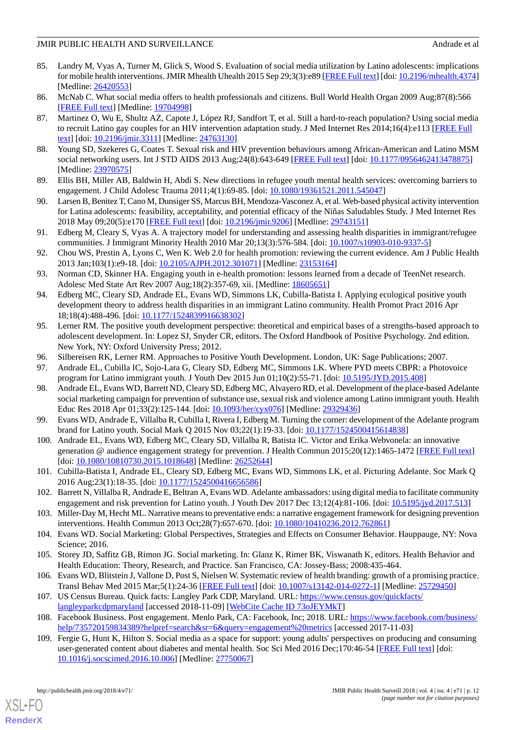85. Landry M, Vyas A, Turner M, Glick S, Wood S. Evaluation of social media utilization by Latino adolescents: implications for mobile health interventions. JMIR Mhealth Uhealth 2015 Sep 29;3(3):e89 [FREE Full text] [doi: 10.2196/mhealth.4374] [Medline: 26420553]
86. McNab C. What social media offers to health professionals and citizens. Bull World Health Organ 2009 Aug;87(8):566 [FREE Full text] [Medline: 19704998]
87. Martinez O, Wu E, Shultz AZ, Capote J, López RJ, Sandfort T, et al. Still a hard-to-reach population? Using social media to recruit Latino gay couples for an HIV intervention adaptation study. J Med Internet Res 2014;16(4):e113 [FREE Full text] [doi: 10.2196/jmir.3311] [Medline: 24763130]
88. Young SD, Szekeres G, Coates T. Sexual risk and HIV prevention behaviours among African-American and Latino MSM social networking users. Int J STD AIDS 2013 Aug;24(8):643-649 [FREE Full text] [doi: 10.1177/0956462413478875] [Medline: 23970575]
89. Ellis BH, Miller AB, Baldwin H, Abdi S. New directions in refugee youth mental health services: overcoming barriers to engagement. J Child Adolesc Trauma 2011;4(1):69-85. [doi: 10.1080/19361521.2011.545047]
90. Larsen B, Benitez T, Cano M, Dunsiger SS, Marcus BH, Mendoza-Vasconez A, et al. Web-based physical activity intervention for Latina adolescents: feasibility, acceptability, and potential efficacy of the Niñas Saludables Study. J Med Internet Res 2018 May 09;20(5):e170 [FREE Full text] [doi: 10.2196/jmir.9206] [Medline: 29743151]
91. Edberg M, Cleary S, Vyas A. A trajectory model for understanding and assessing health disparities in immigrant/refugee communities. J Immigrant Minority Health 2010 Mar 20;13(3):576-584. [doi: 10.1007/s10903-010-9337-5]
92. Chou WS, Prestin A, Lyons C, Wen K. Web 2.0 for health promotion: reviewing the current evidence. Am J Public Health 2013 Jan;103(1):e9-18. [doi: 10.2105/AJPH.2012.301071] [Medline: 23153164]
93. Norman CD, Skinner HA. Engaging youth in e-health promotion: lessons learned from a decade of TeenNet research. Adolesc Med State Art Rev 2007 Aug;18(2):357-69, xii. [Medline: 18605651]
94. Edberg MC, Cleary SD, Andrade EL, Evans WD, Simmons LK, Cubilla-Batista I. Applying ecological positive youth development theory to address health disparities in an immigrant Latino community. Health Promot Pract 2016 Apr 18;18(4):488-496. [doi: 10.1177/1524839916638302]
95. Lerner RM. The positive youth development perspective: theoretical and empirical bases of a strengths-based approach to adolescent development. In: Lopez SJ, Snyder CR, editors. The Oxford Handbook of Positive Psychology. 2nd edition. New York, NY: Oxford University Press; 2012.
96. Silbereisen RK, Lerner RM. Approaches to Positive Youth Development. London, UK: Sage Publications; 2007.
97. Andrade EL, Cubilla IC, Sojo-Lara G, Cleary SD, Edberg MC, Simmons LK. Where PYD meets CBPR: a Photovoice program for Latino immigrant youth. J Youth Dev 2015 Jun 01;10(2):55-71. [doi: 10.5195/JYD.2015.408]
98. Andrade EL, Evans WD, Barrett ND, Cleary SD, Edberg MC, Alvayero RD, et al. Development of the place-based Adelante social marketing campaign for prevention of substance use, sexual risk and violence among Latino immigrant youth. Health Educ Res 2018 Apr 01;33(2):125-144. [doi: 10.1093/her/cyx076] [Medline: 29329436]
99. Evans WD, Andrade E, Villalba R, Cubilla I, Rivera I, Edberg M. Turning the corner: development of the Adelante program brand for Latino youth. Soc Mark Q 2015 Nov 03;22(1):19-33. [doi: 10.1177/1524500415614838]
100. Andrade EL, Evans WD, Edberg MC, Cleary SD, Villalba R, Batista IC. Victor and Erika Webvonela: an innovative generation @ audience engagement strategy for prevention. J Health Commun 2015;20(12):1465-1472 [FREE Full text] [doi: 10.1080/10810730.2015.1018648] [Medline: 26252644]
101. Cubilla-Batista I, Andrade EL, Cleary SD, Edberg MC, Evans WD, Simmons LK, et al. Picturing Adelante. Soc Mark Q 2016 Aug;23(1):18-35. [doi: 10.1177/1524500416656586]
102. Barrett N, Villalba R, Andrade E, Beltran A, Evans WD. Adelante ambassadors: using digital media to facilitate community engagement and risk prevention for Latino youth. J Youth Dev 2017 Dec 13;12(4):81-106. [doi: 10.5195/jyd.2017.513]
103. Miller-Day M, Hecht ML. Narrative means to preventative ends: a narrative engagement framework for designing prevention interventions. Health Commun 2013 Oct;28(7):657-670. [doi: 10.1080/10410236.2012.762861]
104. Evans WD. Social Marketing: Global Perspectives, Strategies and Effects on Consumer Behavior. Hauppauge, NY: Nova Science; 2016.
105. Storey JD, Saffitz GB, Rimon JG. Social marketing. In: Glanz K, Rimer BK, Viswanath K, editors. Health Behavior and Health Education: Theory, Research, and Practice. San Francisco, CA: Jossey-Bass; 2008:435-464.
106. Evans WD, Blitstein J, Vallone D, Post S, Nielsen W. Systematic review of health branding: growth of a promising practice. Transl Behav Med 2015 Mar;5(1):24-36 [FREE Full text] [doi: 10.1007/s13142-014-0272-1] [Medline: 25729450]
107. US Census Bureau. Quick facts: Langley Park CDP, Maryland. URL: https://www.census.gov/quickfacts/langleyparkcdpmaryland [accessed 2018-11-09] [WebCite Cache ID 73oJEYMkT]
108. Facebook Business. Post engagement. Menlo Park, CA: Facebook, Inc; 2018. URL: https://www.facebook.com/business/help/735720159834389?helpref=search&sr=6&query=engagement%20metrics [accessed 2017-11-03]
109. Fergie G, Hunt K, Hilton S. Social media as a space for support: young adults' perspectives on producing and consuming user-generated content about diabetes and mental health. Soc Sci Med 2016 Dec;170:46-54 [FREE Full text] [doi: 10.1016/j.socscimed.2016.10.006] [Medline: 27750067]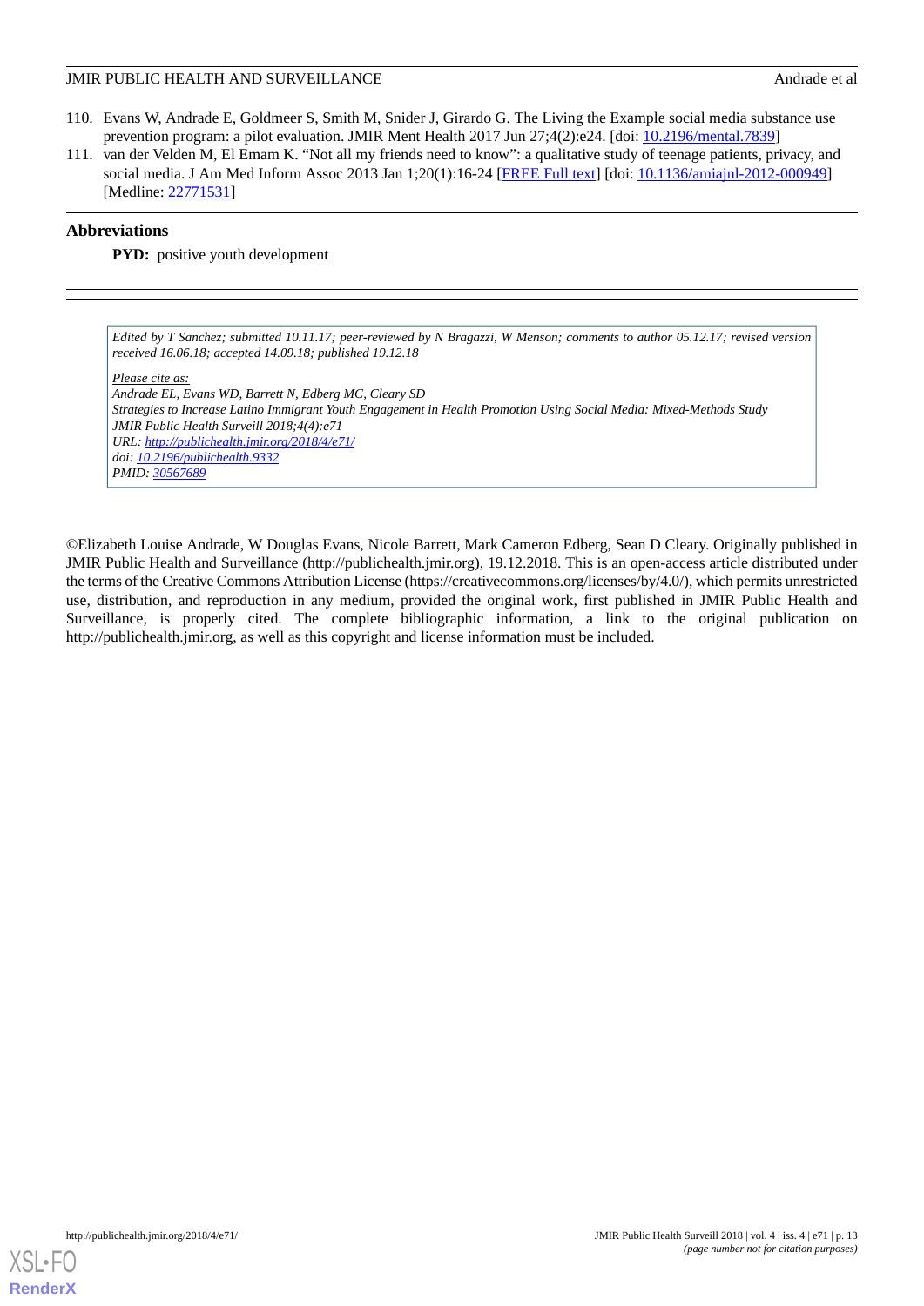110. Evans W, Andrade E, Goldmeer S, Smith M, Snider J, Girardo G. The Living the Example social media substance use prevention program: a pilot evaluation. JMIR Ment Health 2017 Jun 27;4(2):e24. [doi: 10.2196/mental.7839]
111. van der Velden M, El Emam K. "Not all my friends need to know": a qualitative study of teenage patients, privacy, and social media. J Am Med Inform Assoc 2013 Jan 1;20(1):16-24 [FREE Full text] [doi: 10.1136/amiajnl-2012-000949] [Medline: 22771531]

## Abbreviations

**PYD:** positive youth development

*Edited by T Sanchez; submitted 10.11.17; peer-reviewed by N Bragazzi, W Menson; comments to author 05.12.17; revised version received 16.06.18; accepted 14.09.18; published 19.12.18*

*Please cite as:*
*Andrade EL, Evans WD, Barrett N, Edberg MC, Cleary SD*
*Strategies to Increase Latino Immigrant Youth Engagement in Health Promotion Using Social Media: Mixed-Methods Study*
*JMIR Public Health Surveill 2018;4(4):e71*
*URL: http://publichealth.jmir.org/2018/4/e71/*
*doi: 10.2196/publichealth.9332*
*PMID: 30567689*

©Elizabeth Louise Andrade, W Douglas Evans, Nicole Barrett, Mark Cameron Edberg, Sean D Cleary. Originally published in JMIR Public Health and Surveillance (http://publichealth.jmir.org), 19.12.2018. This is an open-access article distributed under the terms of the Creative Commons Attribution License (https://creativecommons.org/licenses/by/4.0/), which permits unrestricted use, distribution, and reproduction in any medium, provided the original work, first published in JMIR Public Health and Surveillance, is properly cited. The complete bibliographic information, a link to the original publication on http://publichealth.jmir.org, as well as this copyright and license information must be included.